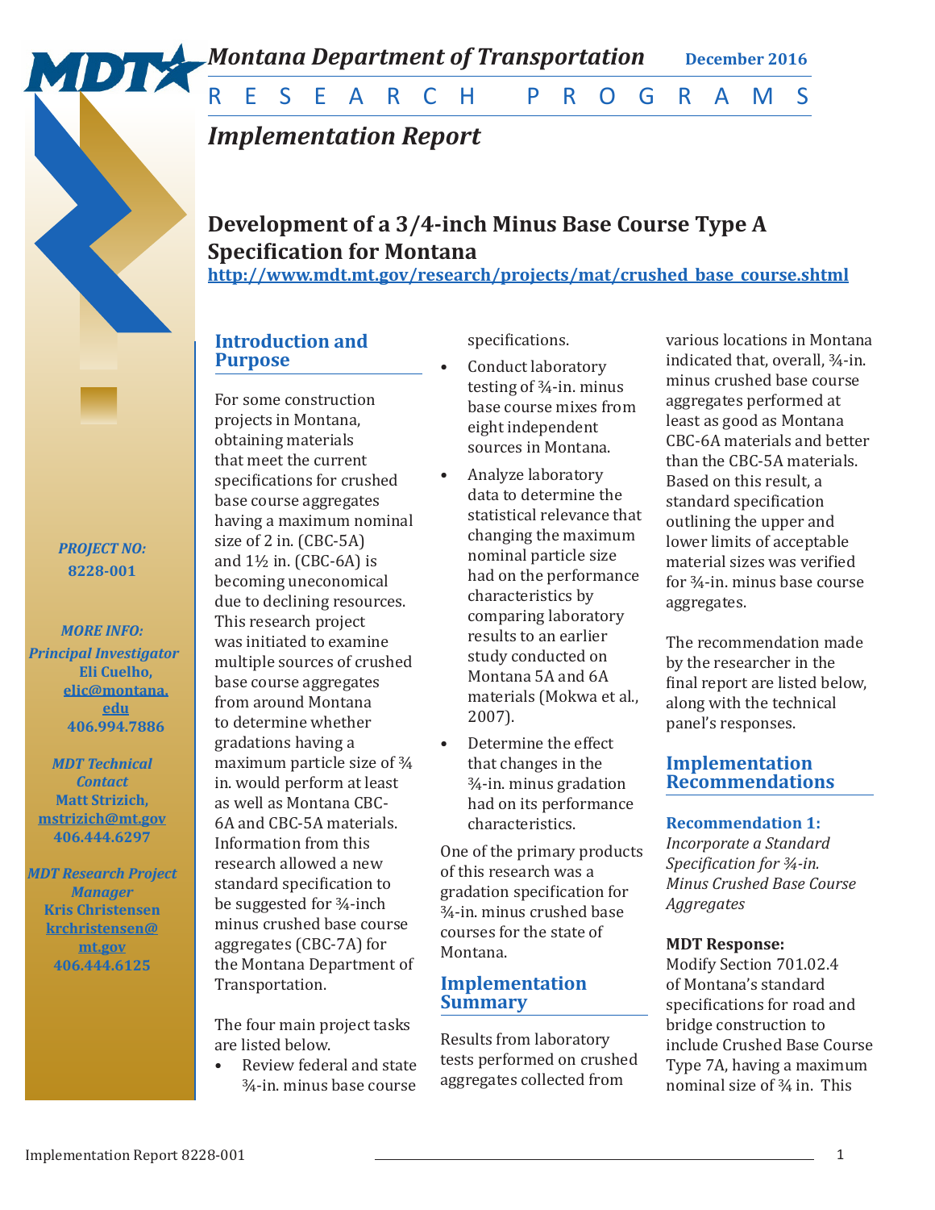*Montana Department of Transportation* **December 2016**

R E S E A R C H   P R O G R A M S

*Implementation Report*

# Development of a 3/4-inch Minus Base Course Type A Specification for Montana

http://www.mdt.mt.gov/research/projects/mat/crushed_base_course.shtml

*PROJECT NO:*
**8228-001**

*MORE INFO:*

*Principal Investigator*
**Eli Cuelho,**
**elic@montana.edu**
**406.994.7886**

*MDT Technical Contact*
**Matt Strizich,**
**mstrizich@mt.gov**
**406.444.6297**

*MDT Research Project Manager*
**Kris Christensen**
**krchristensen@mt.gov**
**406.444.6125**

## Introduction and Purpose

For some construction projects in Montana, obtaining materials that meet the current specifications for crushed base course aggregates having a maximum nominal size of 2 in. (CBC-5A) and 1½ in. (CBC-6A) is becoming uneconomical due to declining resources. This research project was initiated to examine multiple sources of crushed base course aggregates from around Montana to determine whether gradations having a maximum particle size of ¾ in. would perform at least as well as Montana CBC-6A and CBC-5A materials. Information from this research allowed a new standard specification to be suggested for ¾-inch minus crushed base course aggregates (CBC-7A) for the Montana Department of Transportation.

The four main project tasks are listed below.

- Review federal and state ¾-in. minus base course specifications.
- Conduct laboratory testing of ¾-in. minus base course mixes from eight independent sources in Montana.
- Analyze laboratory data to determine the statistical relevance that changing the maximum nominal particle size had on the performance characteristics by comparing laboratory results to an earlier study conducted on Montana 5A and 6A materials (Mokwa et al., 2007).
- Determine the effect that changes in the ¾-in. minus gradation had on its performance characteristics.

One of the primary products of this research was a gradation specification for ¾-in. minus crushed base courses for the state of Montana.

## Implementation Summary

Results from laboratory tests performed on crushed aggregates collected from various locations in Montana indicated that, overall, ¾-in. minus crushed base course aggregates performed at least as good as Montana CBC-6A materials and better than the CBC-5A materials. Based on this result, a standard specification outlining the upper and lower limits of acceptable material sizes was verified for ¾-in. minus base course aggregates.

The recommendation made by the researcher in the final report are listed below, along with the technical panel's responses.

## Implementation Recommendations

### Recommendation 1:

*Incorporate a Standard Specification for ¾-in. Minus Crushed Base Course Aggregates*

**MDT Response:**

Modify Section 701.02.4 of Montana's standard specifications for road and bridge construction to include Crushed Base Course Type 7A, having a maximum nominal size of ¾ in. This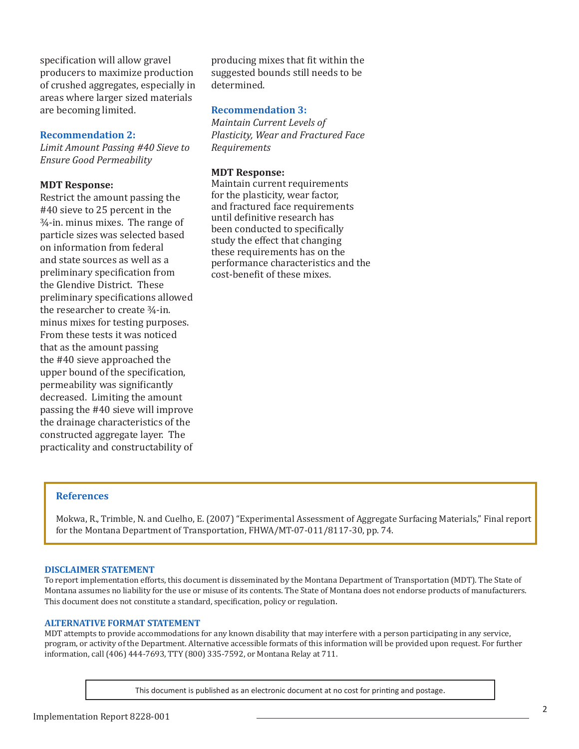specification will allow gravel producers to maximize production of crushed aggregates, especially in areas where larger sized materials are becoming limited.

### Recommendation 2:

*Limit Amount Passing #40 Sieve to Ensure Good Permeability*

**MDT Response:**

Restrict the amount passing the #40 sieve to 25 percent in the ¾-in. minus mixes. The range of particle sizes was selected based on information from federal and state sources as well as a preliminary specification from the Glendive District. These preliminary specifications allowed the researcher to create ¾-in. minus mixes for testing purposes. From these tests it was noticed that as the amount passing the #40 sieve approached the upper bound of the specification, permeability was significantly decreased. Limiting the amount passing the #40 sieve will improve the drainage characteristics of the constructed aggregate layer. The practicality and constructability of producing mixes that fit within the suggested bounds still needs to be determined.

### Recommendation 3:

*Maintain Current Levels of Plasticity, Wear and Fractured Face Requirements*

**MDT Response:**

Maintain current requirements for the plasticity, wear factor, and fractured face requirements until definitive research has been conducted to specifically study the effect that changing these requirements has on the performance characteristics and the cost-benefit of these mixes.

### References

Mokwa, R., Trimble, N. and Cuelho, E. (2007) "Experimental Assessment of Aggregate Surfacing Materials," Final report for the Montana Department of Transportation, FHWA/MT-07-011/8117-30, pp. 74.

#### DISCLAIMER STATEMENT

To report implementation efforts, this document is disseminated by the Montana Department of Transportation (MDT). The State of Montana assumes no liability for the use or misuse of its contents. The State of Montana does not endorse products of manufacturers. This document does not constitute a standard, specification, policy or regulation.

#### ALTERNATIVE FORMAT STATEMENT

MDT attempts to provide accommodations for any known disability that may interfere with a person participating in any service, program, or activity of the Department. Alternative accessible formats of this information will be provided upon request. For further information, call (406) 444-7693, TTY (800) 335-7592, or Montana Relay at 711.

This document is published as an electronic document at no cost for printing and postage.

Implementation Report 8228-001